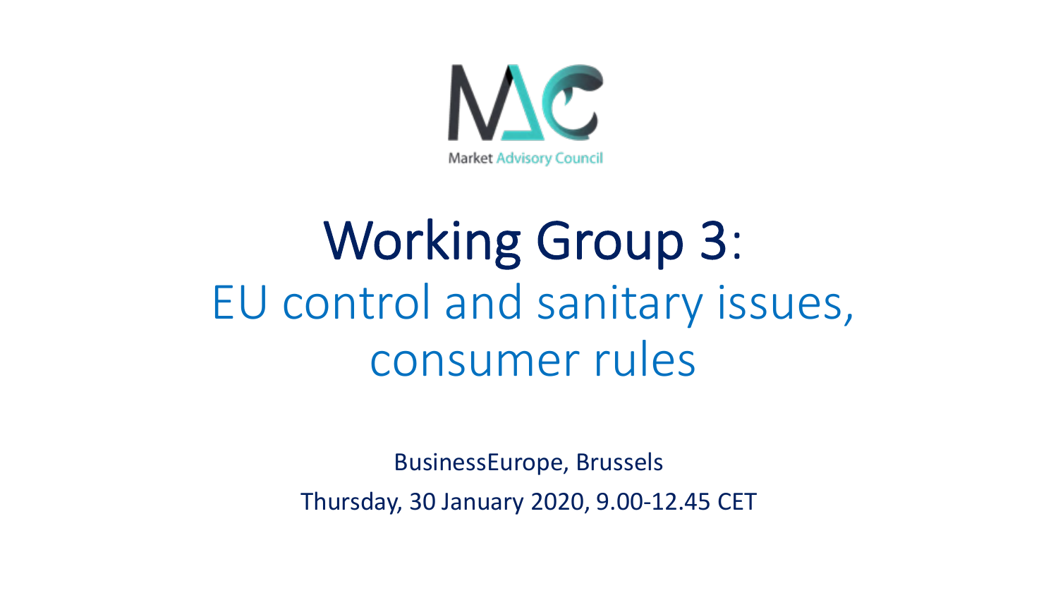Market Advisory Council

# Working Group 3: EU control and sanitary issues, consumer rules

BusinessEurope, Brussels

Thursday, 30 January 2020, 9.00-12.45 CET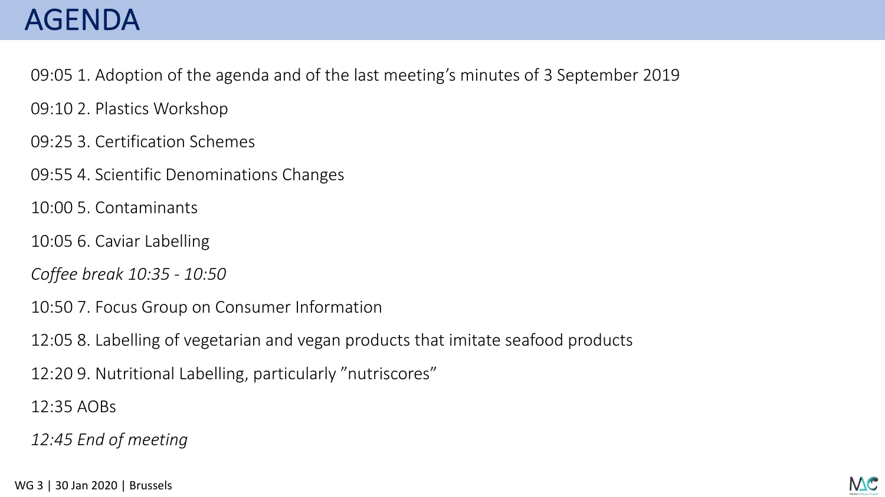# AGENDA

09:05 1. Adoption of the agenda and of the last meeting's minutes of 3 September 2019

09:10 2. Plastics Workshop

09:25 3. Certification Schemes

09:55 4. Scientific Denominations Changes

10:00 5. Contaminants

10:05 6. Caviar Labelling

*Coffee break 10:35 - 10:50*

10:50 7. Focus Group on Consumer Information

12:05 8. Labelling of vegetarian and vegan products that imitate seafood products

12:20 9. Nutritional Labelling, particularly "nutriscores"

12:35 AOBs

*12:45 End of meeting*

WG 3 | 30 Jan 2020 | Brussels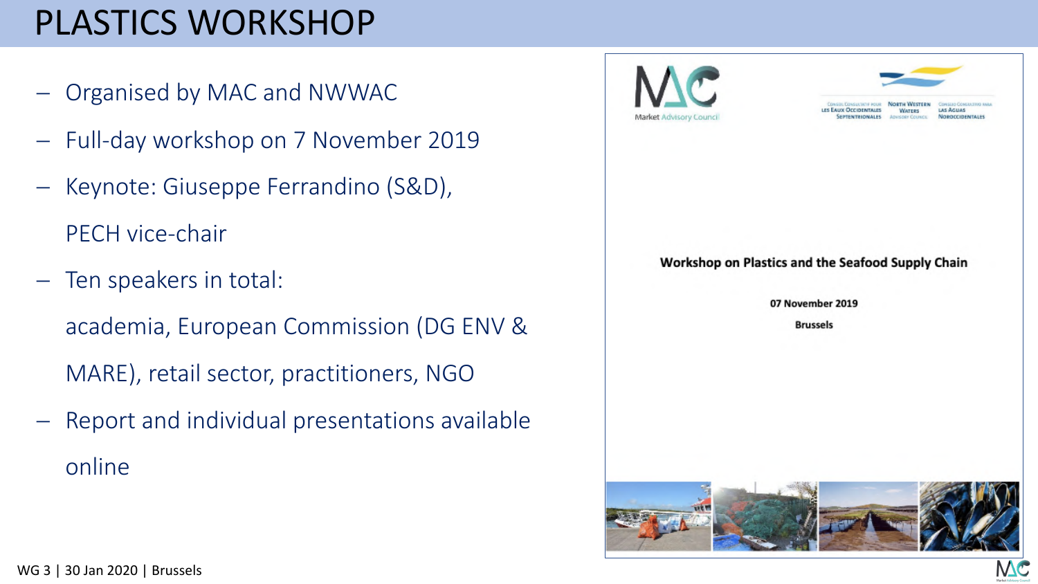# PLASTICS WORKSHOP

- Organised by MAC and NWWAC
- Full-day workshop on 7 November 2019
- Keynote: Giuseppe Ferrandino (S&D), PECH vice-chair
- Ten speakers in total: academia, European Commission (DG ENV & MARE), retail sector, practitioners, NGO
- Report and individual presentations available online

Market Advisory Council

Conseil Consultatif pour les Eaux Occidentales Septentrionales | North Western Waters Advisory Council | Consejo Consultivo para las Aguas Noroccidentales

**Workshop on Plastics and the Seafood Supply Chain**

**07 November 2019**

**Brussels**

WG 3 | 30 Jan 2020 | Brussels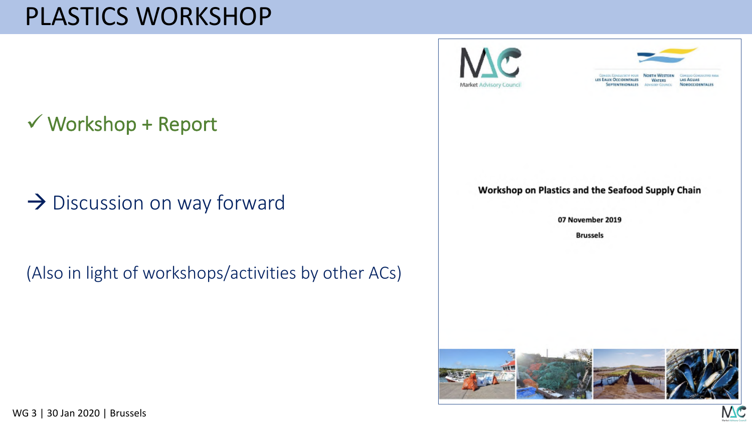# PLASTICS WORKSHOP

✓ Workshop + Report

→ Discussion on way forward

(Also in light of workshops/activities by other ACs)

Market Advisory Council

Conseil Consultatif pour les Eaux Occidentales Septentrionales | North Western Waters Advisory Council | Consejo Consultivo para las Aguas Noroccidentales

**Workshop on Plastics and the Seafood Supply Chain**

**07 November 2019**

**Brussels**

WG 3 | 30 Jan 2020 | Brussels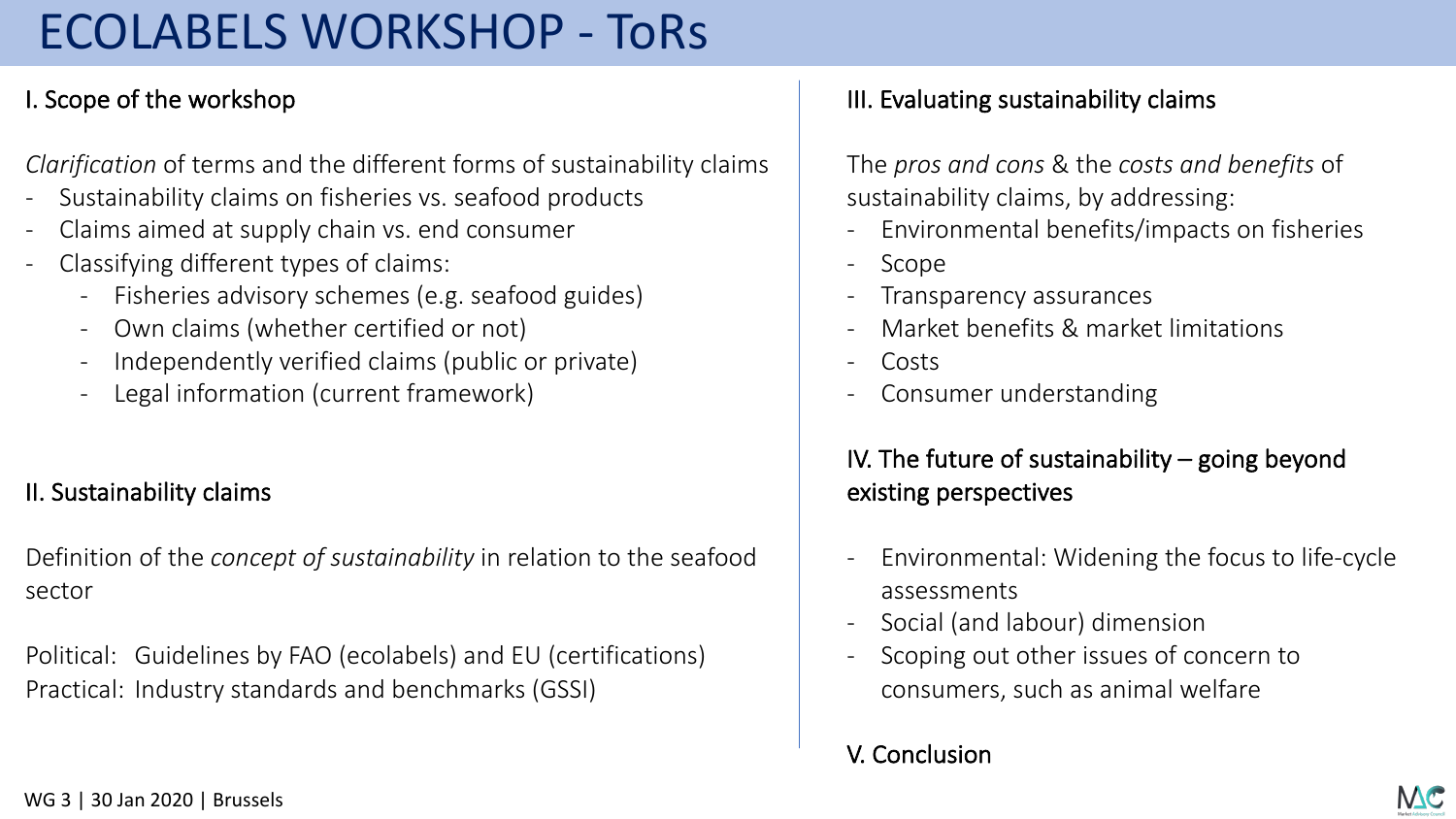# ECOLABELS WORKSHOP - ToRs

## I. Scope of the workshop

*Clarification* of terms and the different forms of sustainability claims

- Sustainability claims on fisheries vs. seafood products
- Claims aimed at supply chain vs. end consumer
- Classifying different types of claims:
  - Fisheries advisory schemes (e.g. seafood guides)
  - Own claims (whether certified or not)
  - Independently verified claims (public or private)
  - Legal information (current framework)

## II. Sustainability claims

Definition of the *concept of sustainability* in relation to the seafood sector

Political: Guidelines by FAO (ecolabels) and EU (certifications)
Practical: Industry standards and benchmarks (GSSI)

## III. Evaluating sustainability claims

The *pros and cons* & the *costs and benefits* of sustainability claims, by addressing:

- Environmental benefits/impacts on fisheries
- Scope
- Transparency assurances
- Market benefits & market limitations
- Costs
- Consumer understanding

## IV. The future of sustainability – going beyond existing perspectives

- Environmental: Widening the focus to life-cycle assessments
- Social (and labour) dimension
- Scoping out other issues of concern to consumers, such as animal welfare

## V. Conclusion

WG 3 | 30 Jan 2020 | Brussels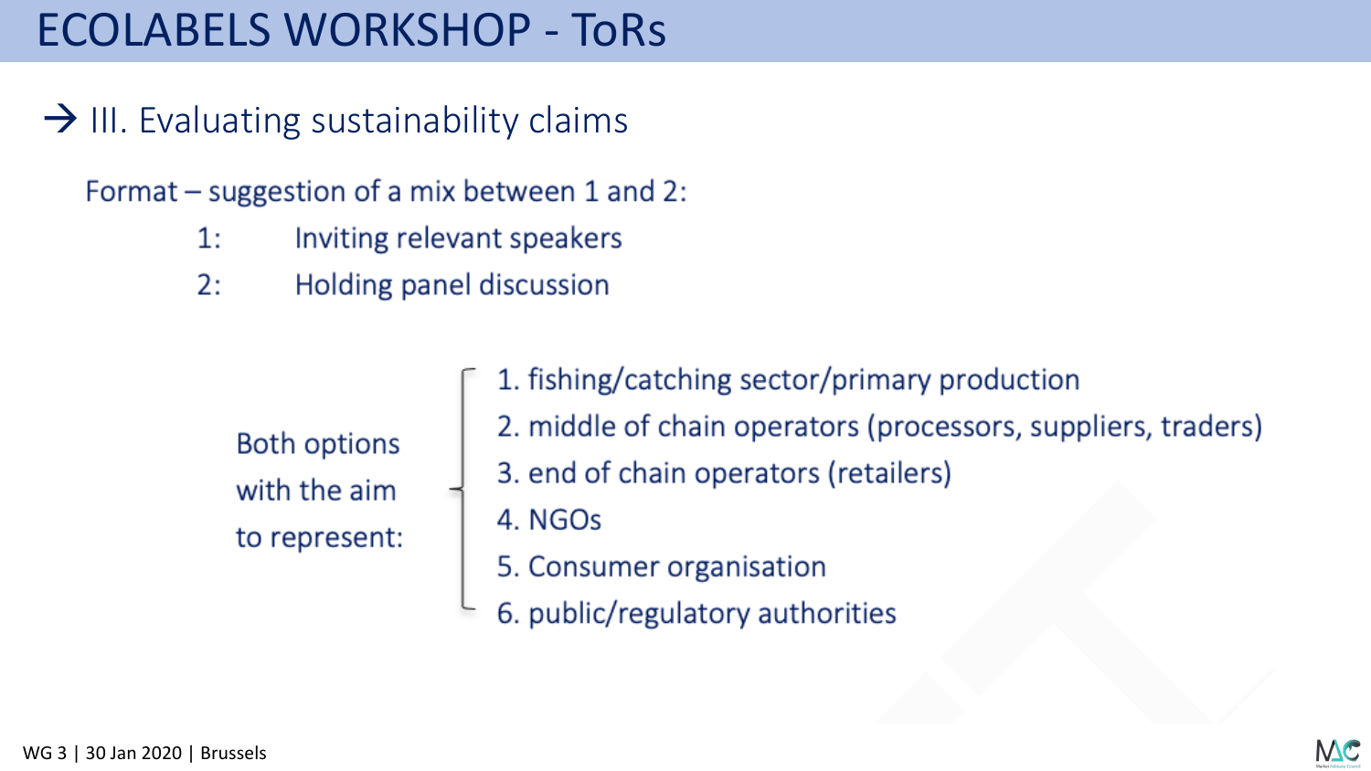# ECOLABELS WORKSHOP - ToRs

→ III. Evaluating sustainability claims

Format – suggestion of a mix between 1 and 2:

1: Inviting relevant speakers
2: Holding panel discussion

Both options with the aim to represent:

1. fishing/catching sector/primary production
2. middle of chain operators (processors, suppliers, traders)
3. end of chain operators (retailers)
4. NGOs
5. Consumer organisation
6. public/regulatory authorities

WG 3 | 30 Jan 2020 | Brussels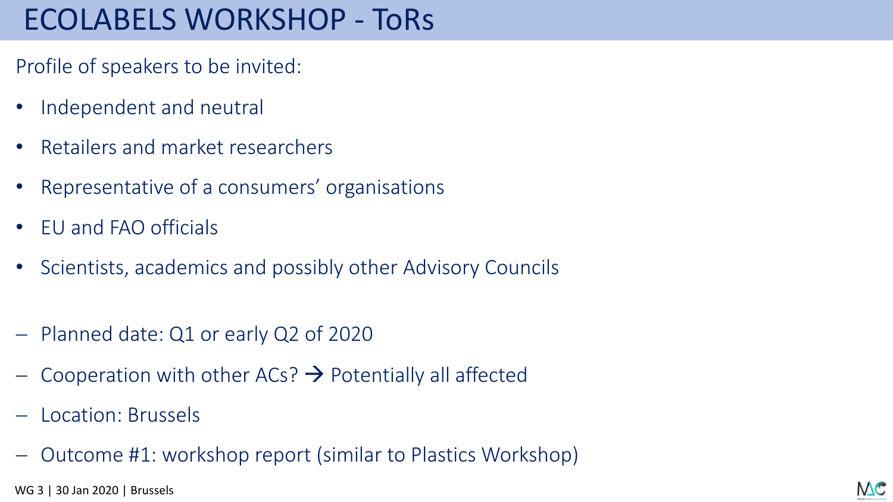# ECOLABELS WORKSHOP - ToRs

Profile of speakers to be invited:

- Independent and neutral
- Retailers and market researchers
- Representative of a consumers' organisations
- EU and FAO officials
- Scientists, academics and possibly other Advisory Councils

- Planned date: Q1 or early Q2 of 2020
- Cooperation with other ACs? → Potentially all affected
- Location: Brussels
- Outcome #1: workshop report (similar to Plastics Workshop)

WG 3 | 30 Jan 2020 | Brussels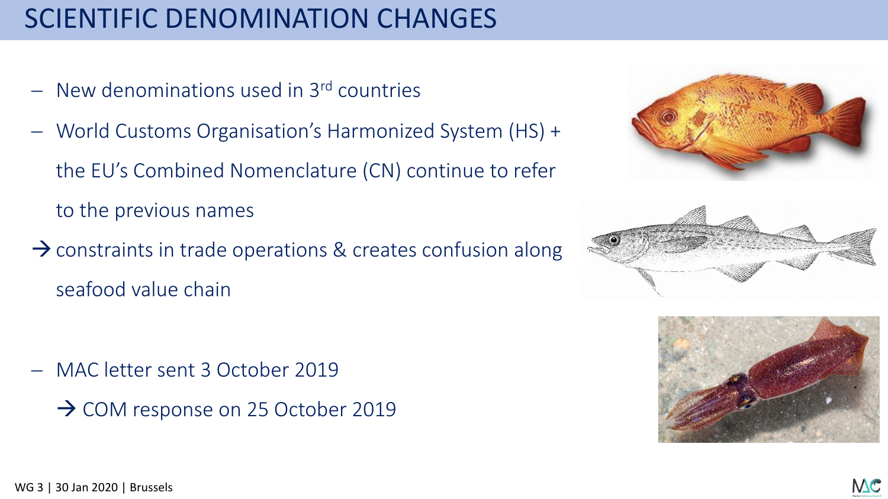# SCIENTIFIC DENOMINATION CHANGES

- New denominations used in 3rd countries
- World Customs Organisation's Harmonized System (HS) + the EU's Combined Nomenclature (CN) continue to refer to the previous names

→ constraints in trade operations & creates confusion along seafood value chain

- MAC letter sent 3 October 2019

  → COM response on 25 October 2019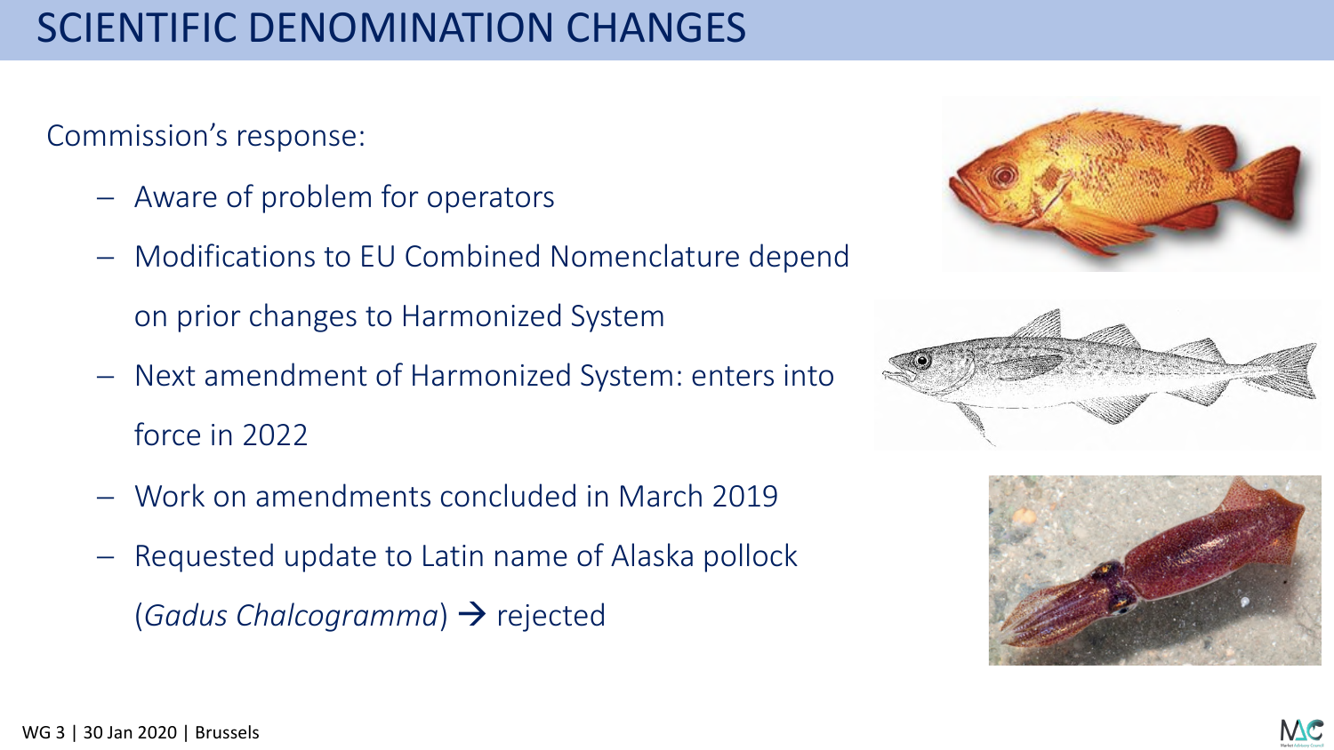# SCIENTIFIC DENOMINATION CHANGES

Commission's response:

- Aware of problem for operators
- Modifications to EU Combined Nomenclature depend on prior changes to Harmonized System
- Next amendment of Harmonized System: enters into force in 2022
- Work on amendments concluded in March 2019
- Requested update to Latin name of Alaska pollock (*Gadus Chalcogramma*) → rejected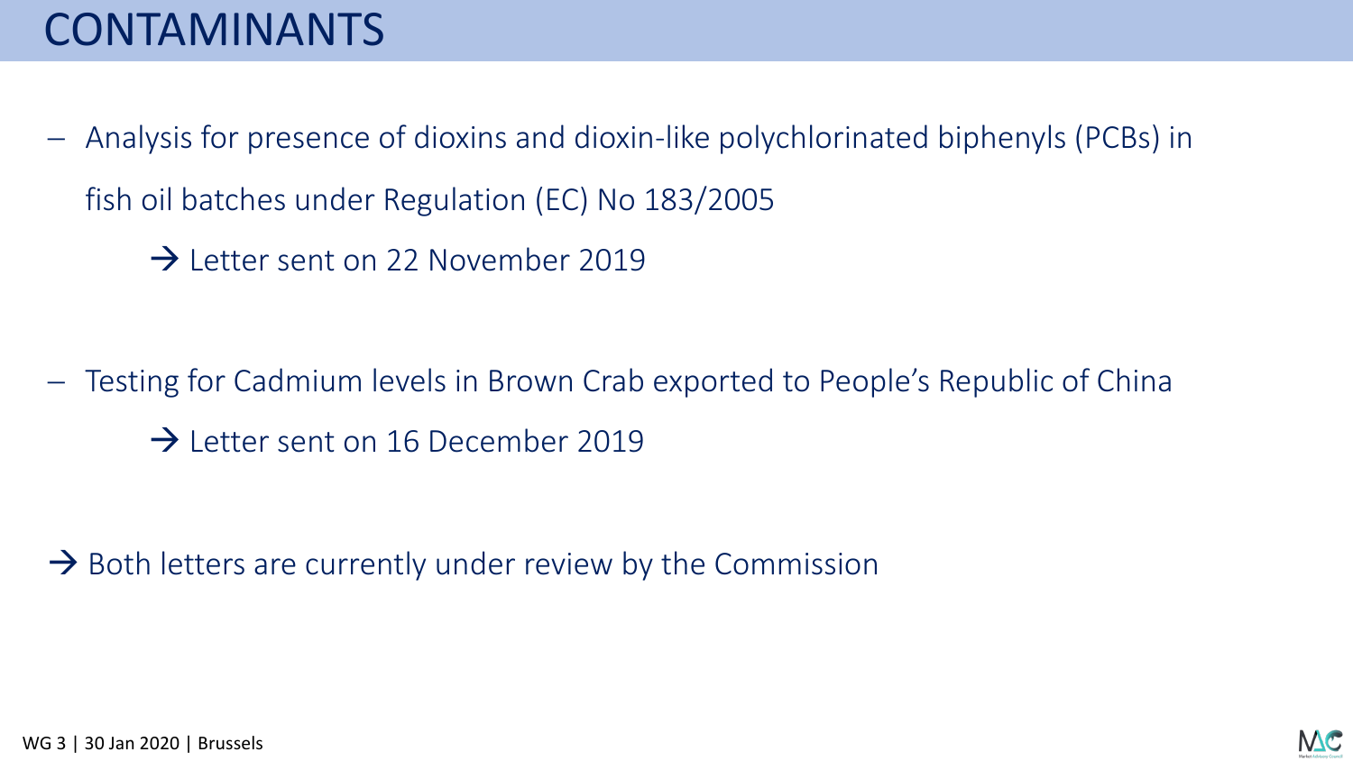# CONTAMINANTS

- Analysis for presence of dioxins and dioxin-like polychlorinated biphenyls (PCBs) in fish oil batches under Regulation (EC) No 183/2005
  - → Letter sent on 22 November 2019
- Testing for Cadmium levels in Brown Crab exported to People's Republic of China
  - → Letter sent on 16 December 2019

→ Both letters are currently under review by the Commission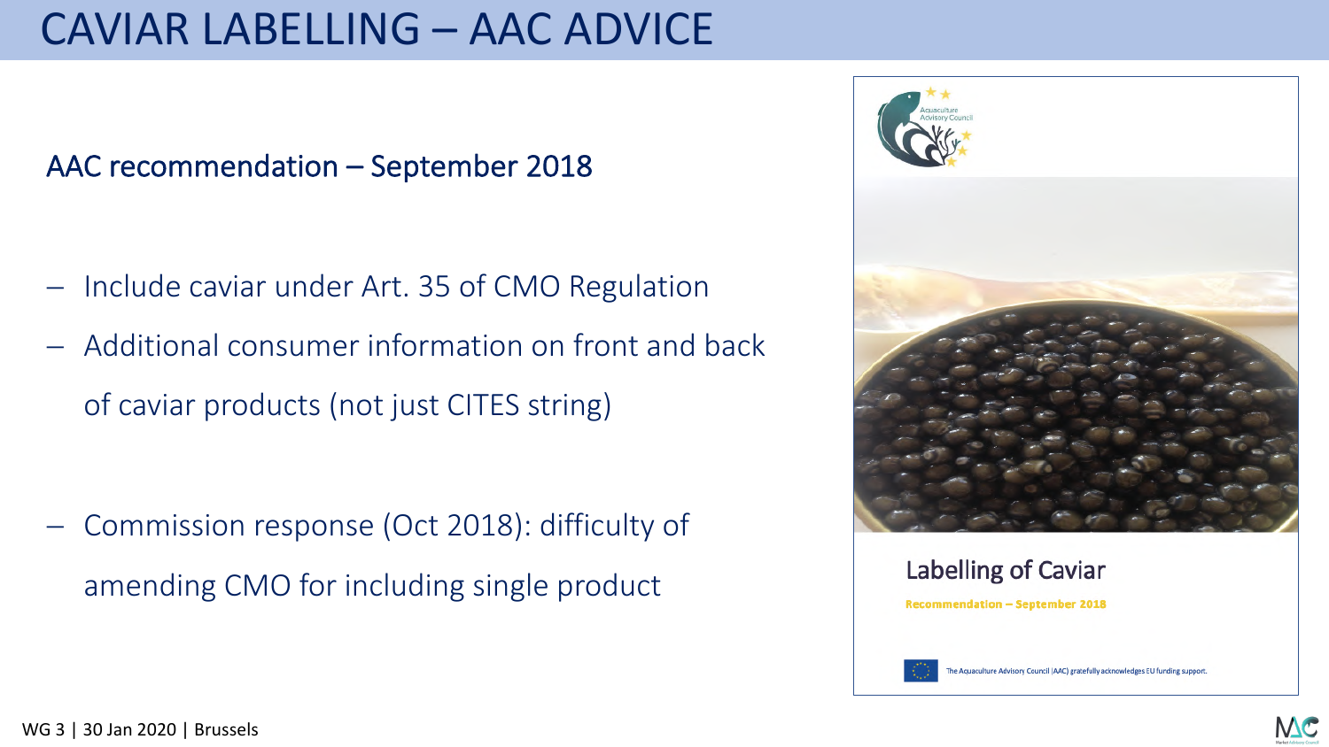# CAVIAR LABELLING – AAC ADVICE

## AAC recommendation – September 2018

- Include caviar under Art. 35 of CMO Regulation
- Additional consumer information on front and back of caviar products (not just CITES string)

- Commission response (Oct 2018): difficulty of amending CMO for including single product

Aquaculture Advisory Council

Labelling of Caviar

Recommendation – September 2018

The Aquaculture Advisory Council (AAC) gratefully acknowledges EU funding support.

WG 3 | 30 Jan 2020 | Brussels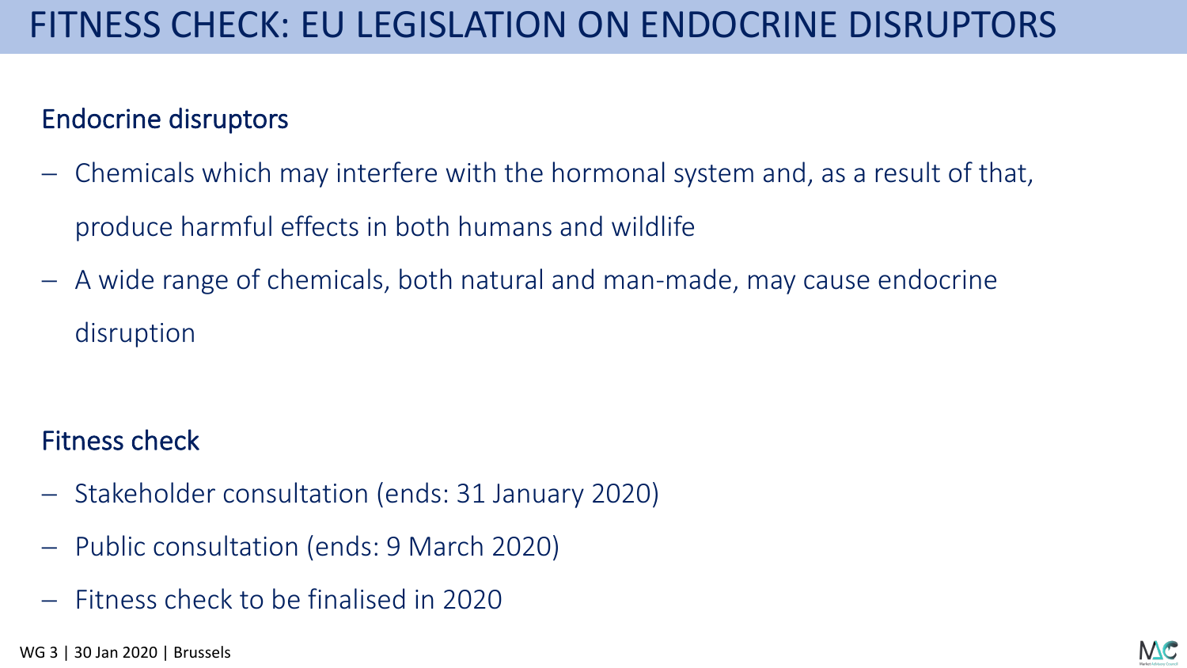# FITNESS CHECK: EU LEGISLATION ON ENDOCRINE DISRUPTORS

## Endocrine disruptors

- Chemicals which may interfere with the hormonal system and, as a result of that, produce harmful effects in both humans and wildlife
- A wide range of chemicals, both natural and man-made, may cause endocrine disruption

## Fitness check

- Stakeholder consultation (ends: 31 January 2020)
- Public consultation (ends: 9 March 2020)
- Fitness check to be finalised in 2020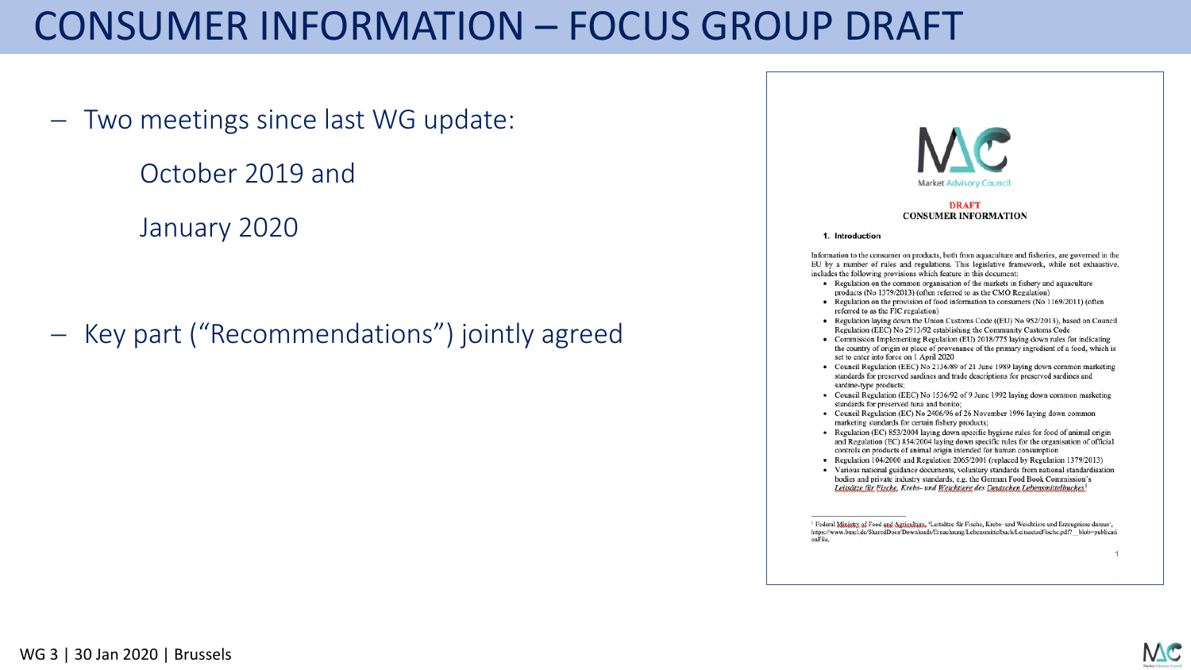# CONSUMER INFORMATION – FOCUS GROUP DRAFT

- Two meetings since last WG update:

  October 2019 and

  January 2020

- Key part ("Recommendations") jointly agreed

Market Advisory Council

**DRAFT**
**CONSUMER INFORMATION**

**1. Introduction**

Information to the consumer on products, both from aquaculture and fisheries, are governed in the EU by a number of rules and regulations. This legislative framework, while not exhaustive, includes the following provisions which feature in this document:

- Regulation on the common organisation of the markets in fishery and aquaculture products (No 1379/2013) (often referred to as the CMO Regulation)
- Regulation on the provision of food information to consumers (No 1169/2011) (often referred to as the FIC regulation)
- Regulation laying down the Union Customs Code ((EU) No 952/2013), based on Council Regulation (EEC) No 2913/92 establishing the Community Customs Code
- Commission Implementing Regulation (EU) 2018/775 laying down rules for indicating the country of origin or place of provenance of the primary ingredient of a food, which is set to enter into force on 1 April 2020
- Council Regulation (EEC) No 2136/89 of 21 June 1989 laying down common marketing standards for preserved sardines and trade descriptions for preserved sardines and sardine-type products;
- Council Regulation (EEC) No 1536/92 of 9 June 1992 laying down common marketing standards for preserved tuna and bonito;
- Council Regulation (EC) No 2406/96 of 26 November 1996 laying down common marketing standards for certain fishery products;
- Regulation (EC) 853/2004 laying down specific hygiene rules for food of animal origin and Regulation (EC) 854/2004 laying down specific rules for the organisation of official controls on products of animal origin intended for human consumption
- Regulation 104/2000 and Regulation 2065/2001 (replaced by Regulation 1379/2013)
- Various national guidance documents, voluntary standards from national standardisation bodies and private industry standards, e.g. the German Food Book Commission's *Leitsätze für Fische, Krebs- und Weichtiere des Deutschen Lebensmittelbuches*[1]

[1] Federal Ministry of Food and Agriculture, 'Leitsätze für Fische, Krebs- und Weichtiere und Erzeugnisse daraus', https://www.bmel.de/SharedDocs/Downloads/Ernaehrung/Lebensmittelbuch/LeitsaetzeFische.pdf?__blob=publicationFile.

WG 3 | 30 Jan 2020 | Brussels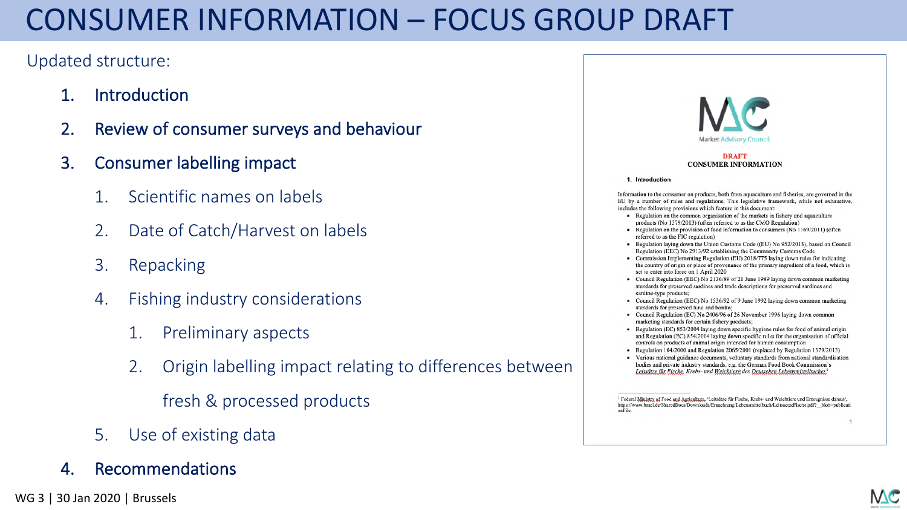# CONSUMER INFORMATION – FOCUS GROUP DRAFT

Updated structure:

1. Introduction
2. Review of consumer surveys and behaviour
3. Consumer labelling impact
   1. Scientific names on labels
   2. Date of Catch/Harvest on labels
   3. Repacking
   4. Fishing industry considerations
      1. Preliminary aspects
      2. Origin labelling impact relating to differences between fresh & processed products
   5. Use of existing data
4. Recommendations

Market Advisory Council

**DRAFT**
**CONSUMER INFORMATION**

**1. Introduction**

Information to the consumer on products, both from aquaculture and fisheries, are governed in the EU by a number of rules and regulations. This legislative framework, while not exhaustive, includes the following provisions which feature in this document:

- Regulation on the common organisation of the markets in fishery and aquaculture products (No 1379/2013) (often referred to as the CMO Regulation)
- Regulation on the provision of food information to consumers (No 1169/2011) (often referred to as the FIC regulation)
- Regulation laying down the Union Customs Code ((EU) No 952/2013), based on Council Regulation (EEC) No 2913/92 establishing the Community Customs Code
- Commission Implementing Regulation (EU) 2018/775 laying down rules for indicating the country of origin or place of provenance of the primary ingredient of a food, which is set to enter into force on 1 April 2020
- Council Regulation (EEC) No 2136/89 of 21 June 1989 laying down common marketing standards for preserved sardines and trade descriptions for preserved sardines and sardine-type products;
- Council Regulation (EEC) No 1536/92 of 9 June 1992 laying down common marketing standards for preserved tuna and bonito;
- Council Regulation (EC) No 2406/96 of 26 November 1996 laying down common marketing standards for certain fishery products;
- Regulation (EC) 853/2004 laying down specific hygiene rules for food of animal origin and Regulation (EC) 854/2004 laying down specific rules for the organisation of official controls on products of animal origin intended for human consumption
- Regulation 104/2000 and Regulation 2065/2001 (replaced by Regulation 1379/2013)
- Various national guidance documents, voluntary standards from national standardisation bodies and private industry standards, e.g. the German Food Book Commission's *Leitsätze für Fische, Krebs- und Weichtiere des Deutschen Lebensmittelbuches*[1]

[1] Federal Ministry of Food and Agriculture, 'Leitsätze für Fische, Krebs- und Weichtiere und Erzeugnisse daraus', https://www.bmel.de/SharedDocs/Downloads/Ernaehrung/Lebensmittelbuch/LeitsaetzeFische.pdf?__blob=publicationFile.

WG 3 | 30 Jan 2020 | Brussels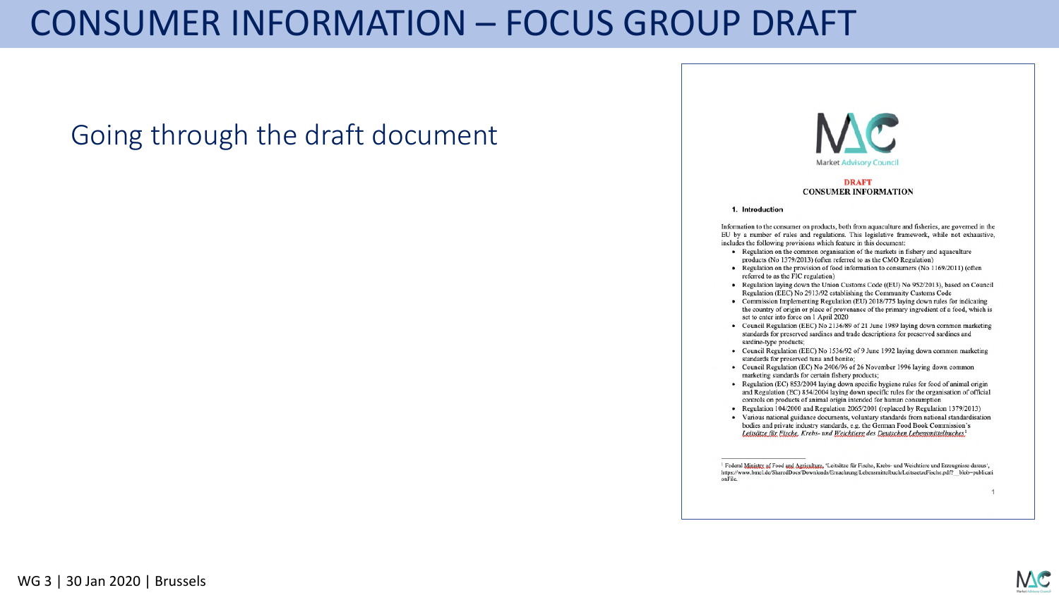# CONSUMER INFORMATION – FOCUS GROUP DRAFT

Going through the draft document

Market Advisory Council

**DRAFT**
**CONSUMER INFORMATION**

**1. Introduction**

Information to the consumer on products, both from aquaculture and fisheries, are governed in the EU by a number of rules and regulations. This legislative framework, while not exhaustive, includes the following provisions which feature in this document:

- Regulation on the common organisation of the markets in fishery and aquaculture products (No 1379/2013) (often referred to as the CMO Regulation)
- Regulation on the provision of food information to consumers (No 1169/2011) (often referred to as the FIC regulation)
- Regulation laying down the Union Customs Code ((EU) No 952/2013), based on Council Regulation (EEC) No 2913/92 establishing the Community Customs Code
- Commission Implementing Regulation (EU) 2018/775 laying down rules for indicating the country of origin or place of provenance of the primary ingredient of a food, which is set to enter into force on 1 April 2020
- Council Regulation (EEC) No 2136/89 of 21 June 1989 laying down common marketing standards for preserved sardines and trade descriptions for preserved sardines and sardine-type products;
- Council Regulation (EEC) No 1536/92 of 9 June 1992 laying down common marketing standards for preserved tuna and bonito;
- Council Regulation (EC) No 2406/96 of 26 November 1996 laying down common marketing standards for certain fishery products;
- Regulation (EC) 853/2004 laying down specific hygiene rules for food of animal origin and Regulation (EC) 854/2004 laying down specific rules for the organisation of official controls on products of animal origin intended for human consumption
- Regulation 104/2000 and Regulation 2065/2001 (replaced by Regulation 1379/2013)
- Various national guidance documents, voluntary standards from national standardisation bodies and private industry standards, e.g. the German Food Book Commission's *Leitsätze für Fische, Krebs- und Weichtiere des Deutschen Lebensmittelbuches*[1]

[1] Federal Ministry of Food and Agriculture, 'Leitsätze für Fische, Krebs- und Weichtiere und Erzeugnisse daraus', https://www.bmel.de/SharedDocs/Downloads/Ernaehrung/Lebensmittelbuch/LeitsaetzeFische.pdf?__blob=publicationFile.

WG 3 | 30 Jan 2020 | Brussels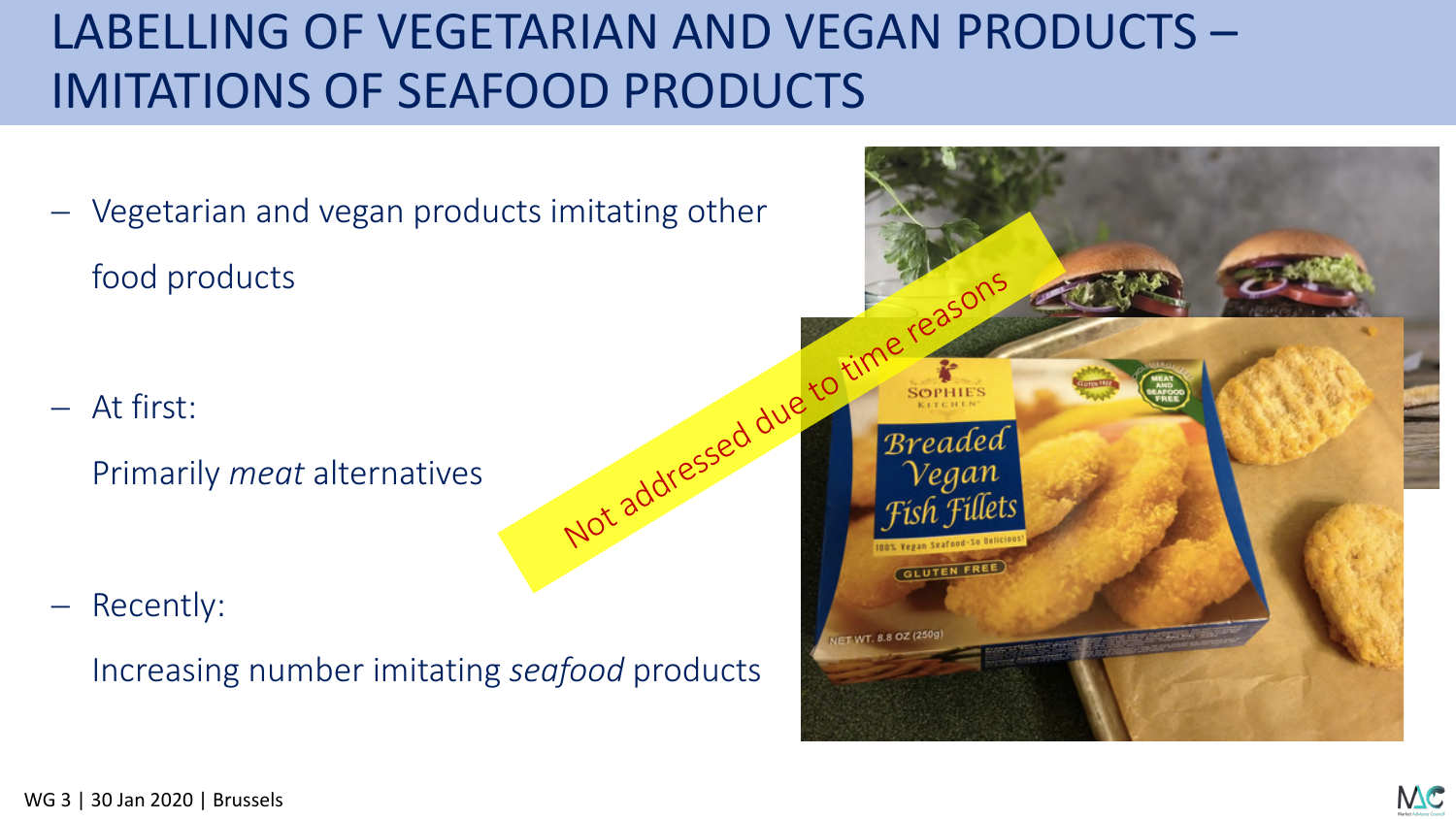# LABELLING OF VEGETARIAN AND VEGAN PRODUCTS – IMITATIONS OF SEAFOOD PRODUCTS

- Vegetarian and vegan products imitating other food products
- At first:

  Primarily *meat* alternatives
- Recently:

  Increasing number imitating *seafood* products

Not addressed due to time reasons

WG 3 | 30 Jan 2020 | Brussels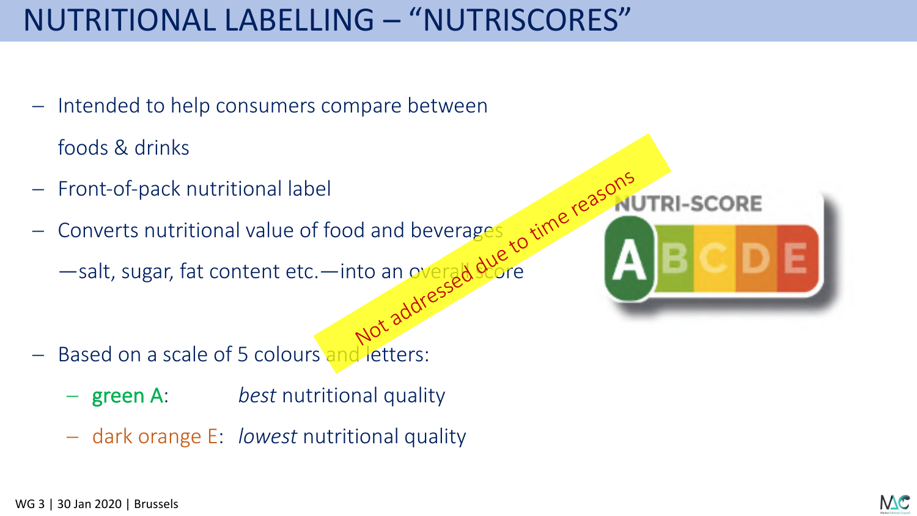# NUTRITIONAL LABELLING – "NUTRISCORES"

- Intended to help consumers compare between foods & drinks
- Front-of-pack nutritional label
- Converts nutritional value of food and beverages —salt, sugar, fat content etc.—into an overall score
- Based on a scale of 5 colours and letters:
  - green A: *best* nutritional quality
  - dark orange E: *lowest* nutritional quality

Not addressed due to time reasons

NUTRI-SCORE

A B C D E

WG 3 | 30 Jan 2020 | Brussels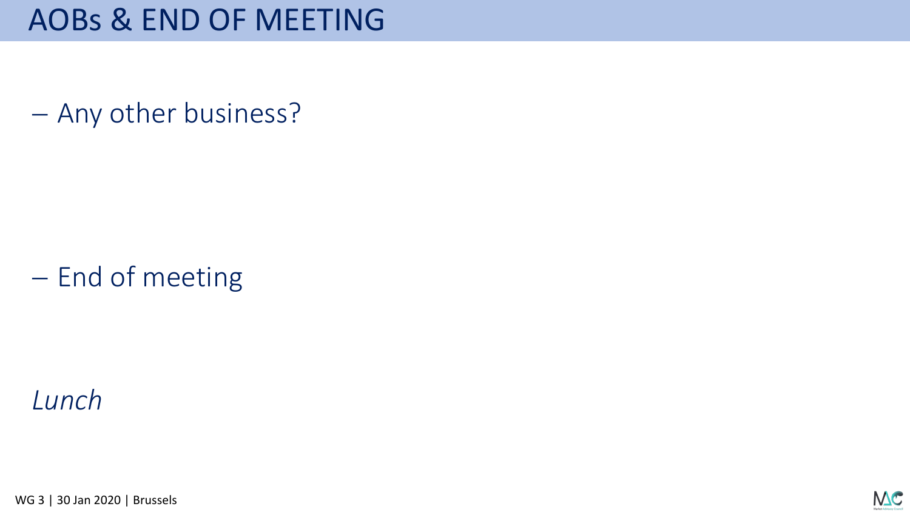# AOBs & END OF MEETING

– Any other business?

– End of meeting

*Lunch*